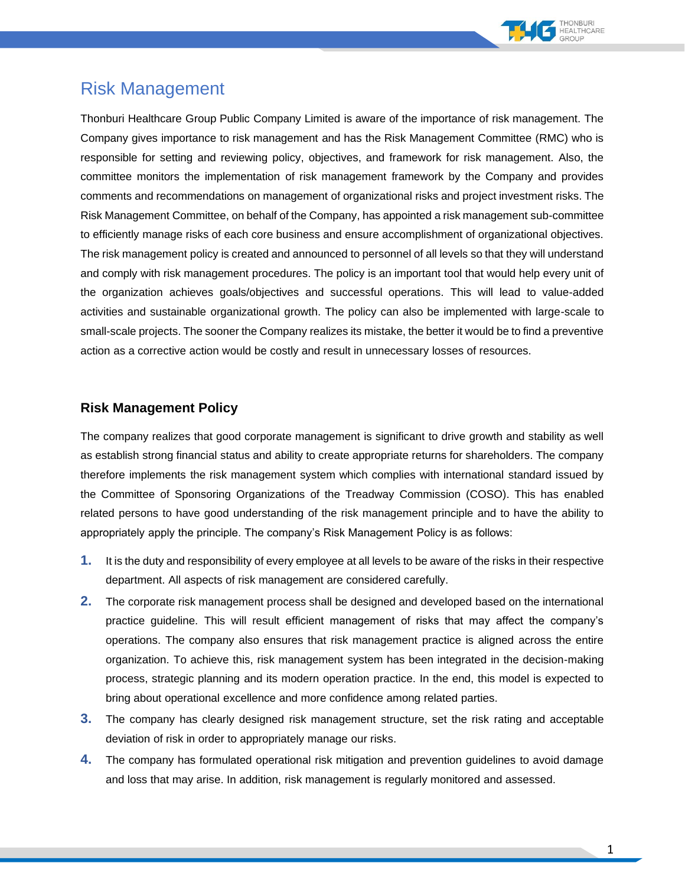# Risk Management

Thonburi Healthcare Group Public Company Limited is aware of the importance of risk management. The Company gives importance to risk management and has the Risk Management Committee (RMC) who is responsible for setting and reviewing policy, objectives, and framework for risk management. Also, the committee monitors the implementation of risk management framework by the Company and provides comments and recommendations on management of organizational risks and project investment risks. The Risk Management Committee, on behalf of the Company, has appointed a risk management sub-committee to efficiently manage risks of each core business and ensure accomplishment of organizational objectives. The risk management policy is created and announced to personnel of all levels so that they will understand and comply with risk management procedures. The policy is an important tool that would help every unit of the organization achieves goals/objectives and successful operations. This will lead to value-added activities and sustainable organizational growth. The policy can also be implemented with large-scale to small-scale projects. The sooner the Company realizes its mistake, the better it would be to find a preventive action as a corrective action would be costly and result in unnecessary losses of resources.

## Risk Management Policy

The company realizes that good corporate management is significant to drive growth and stability as well as establish strong financial status and ability to create appropriate returns for shareholders. The company therefore implements the risk management system which complies with international standard issued by the Committee of Sponsoring Organizations of the Treadway Commission (COSO). This has enabled related persons to have good understanding of the risk management principle and to have the ability to appropriately apply the principle. The company's Risk Management Policy is as follows:

1. It is the duty and responsibility of every employee at all levels to be aware of the risks in their respective department. All aspects of risk management are considered carefully.
2. The corporate risk management process shall be designed and developed based on the international practice guideline. This will result efficient management of risks that may affect the company's operations. The company also ensures that risk management practice is aligned across the entire organization. To achieve this, risk management system has been integrated in the decision-making process, strategic planning and its modern operation practice. In the end, this model is expected to bring about operational excellence and more confidence among related parties.
3. The company has clearly designed risk management structure, set the risk rating and acceptable deviation of risk in order to appropriately manage our risks.
4. The company has formulated operational risk mitigation and prevention guidelines to avoid damage and loss that may arise. In addition, risk management is regularly monitored and assessed.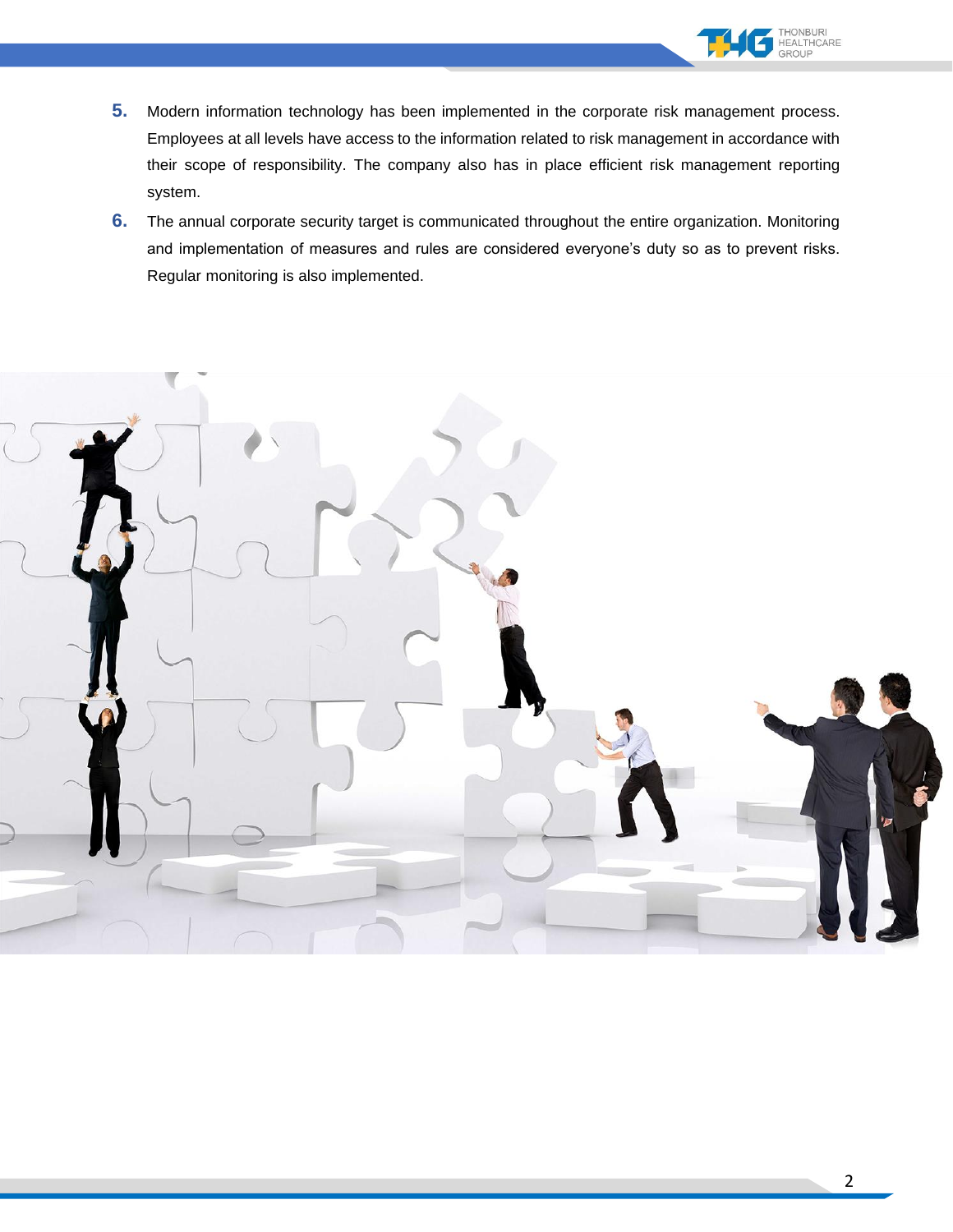5. Modern information technology has been implemented in the corporate risk management process. Employees at all levels have access to the information related to risk management in accordance with their scope of responsibility. The company also has in place efficient risk management reporting system.
6. The annual corporate security target is communicated throughout the entire organization. Monitoring and implementation of measures and rules are considered everyone's duty so as to prevent risks. Regular monitoring is also implemented.